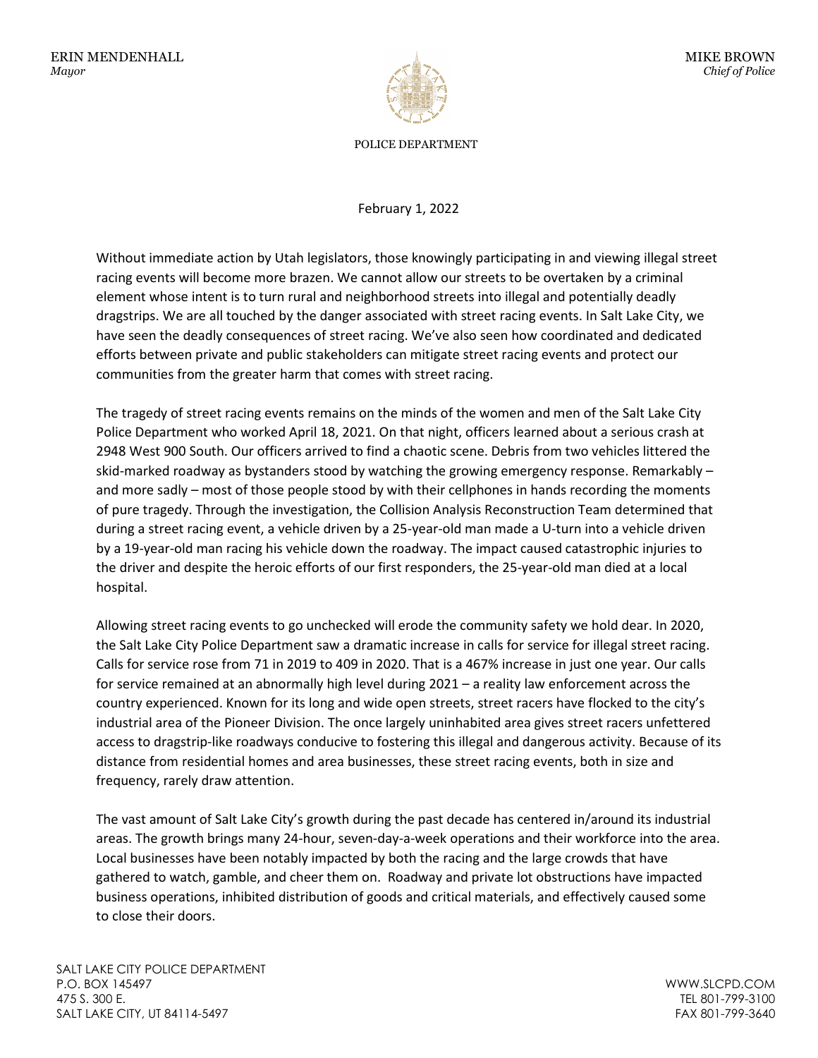ERIN MENDENHALL
*Mayor*

MIKE BROWN
*Chief of Police*

POLICE DEPARTMENT

February 1, 2022

Without immediate action by Utah legislators, those knowingly participating in and viewing illegal street racing events will become more brazen. We cannot allow our streets to be overtaken by a criminal element whose intent is to turn rural and neighborhood streets into illegal and potentially deadly dragstrips. We are all touched by the danger associated with street racing events. In Salt Lake City, we have seen the deadly consequences of street racing. We've also seen how coordinated and dedicated efforts between private and public stakeholders can mitigate street racing events and protect our communities from the greater harm that comes with street racing.

The tragedy of street racing events remains on the minds of the women and men of the Salt Lake City Police Department who worked April 18, 2021. On that night, officers learned about a serious crash at 2948 West 900 South. Our officers arrived to find a chaotic scene. Debris from two vehicles littered the skid-marked roadway as bystanders stood by watching the growing emergency response. Remarkably – and more sadly – most of those people stood by with their cellphones in hands recording the moments of pure tragedy. Through the investigation, the Collision Analysis Reconstruction Team determined that during a street racing event, a vehicle driven by a 25-year-old man made a U-turn into a vehicle driven by a 19-year-old man racing his vehicle down the roadway. The impact caused catastrophic injuries to the driver and despite the heroic efforts of our first responders, the 25-year-old man died at a local hospital.

Allowing street racing events to go unchecked will erode the community safety we hold dear. In 2020, the Salt Lake City Police Department saw a dramatic increase in calls for service for illegal street racing. Calls for service rose from 71 in 2019 to 409 in 2020. That is a 467% increase in just one year. Our calls for service remained at an abnormally high level during 2021 – a reality law enforcement across the country experienced. Known for its long and wide open streets, street racers have flocked to the city's industrial area of the Pioneer Division. The once largely uninhabited area gives street racers unfettered access to dragstrip-like roadways conducive to fostering this illegal and dangerous activity. Because of its distance from residential homes and area businesses, these street racing events, both in size and frequency, rarely draw attention.

The vast amount of Salt Lake City's growth during the past decade has centered in/around its industrial areas. The growth brings many 24-hour, seven-day-a-week operations and their workforce into the area. Local businesses have been notably impacted by both the racing and the large crowds that have gathered to watch, gamble, and cheer them on. Roadway and private lot obstructions have impacted business operations, inhibited distribution of goods and critical materials, and effectively caused some to close their doors.

SALT LAKE CITY POLICE DEPARTMENT
P.O. BOX 145497
475 S. 300 E.
SALT LAKE CITY, UT 84114-5497

WWW.SLCPD.COM
TEL 801-799-3100
FAX 801-799-3640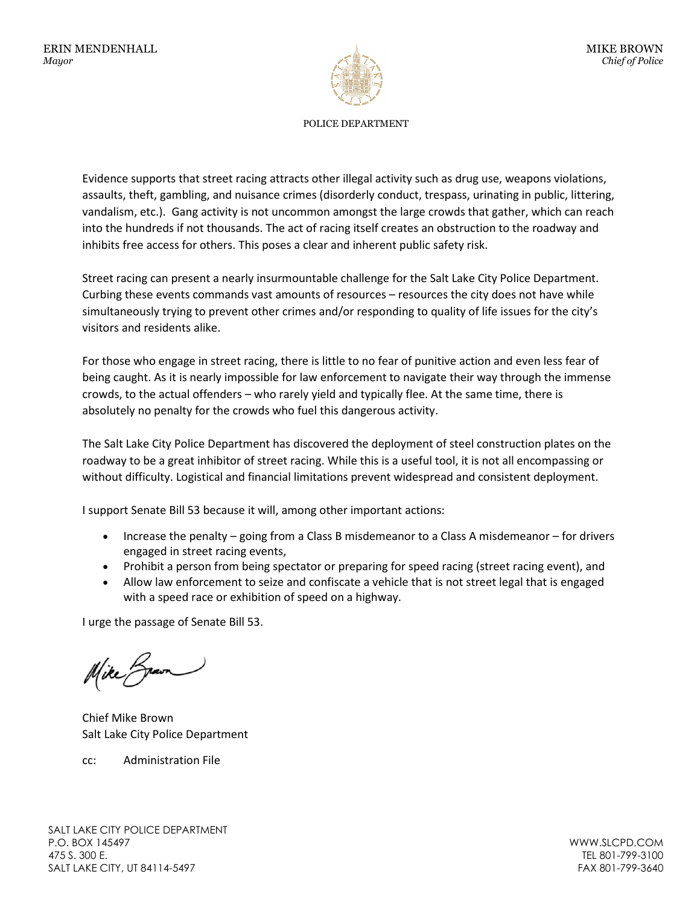ERIN MENDENHALL
*Mayor*

MIKE BROWN
*Chief of Police*

POLICE DEPARTMENT

Evidence supports that street racing attracts other illegal activity such as drug use, weapons violations, assaults, theft, gambling, and nuisance crimes (disorderly conduct, trespass, urinating in public, littering, vandalism, etc.). Gang activity is not uncommon amongst the large crowds that gather, which can reach into the hundreds if not thousands. The act of racing itself creates an obstruction to the roadway and inhibits free access for others. This poses a clear and inherent public safety risk.

Street racing can present a nearly insurmountable challenge for the Salt Lake City Police Department. Curbing these events commands vast amounts of resources – resources the city does not have while simultaneously trying to prevent other crimes and/or responding to quality of life issues for the city's visitors and residents alike.

For those who engage in street racing, there is little to no fear of punitive action and even less fear of being caught. As it is nearly impossible for law enforcement to navigate their way through the immense crowds, to the actual offenders – who rarely yield and typically flee. At the same time, there is absolutely no penalty for the crowds who fuel this dangerous activity.

The Salt Lake City Police Department has discovered the deployment of steel construction plates on the roadway to be a great inhibitor of street racing. While this is a useful tool, it is not all encompassing or without difficulty. Logistical and financial limitations prevent widespread and consistent deployment.

I support Senate Bill 53 because it will, among other important actions:

- Increase the penalty – going from a Class B misdemeanor to a Class A misdemeanor – for drivers engaged in street racing events,
- Prohibit a person from being spectator or preparing for speed racing (street racing event), and
- Allow law enforcement to seize and confiscate a vehicle that is not street legal that is engaged with a speed race or exhibition of speed on a highway.

I urge the passage of Senate Bill 53.

Chief Mike Brown
Salt Lake City Police Department

cc: Administration File

SALT LAKE CITY POLICE DEPARTMENT
P.O. BOX 145497
475 S. 300 E.
SALT LAKE CITY, UT 84114-5497

WWW.SLCPD.COM
TEL 801-799-3100
FAX 801-799-3640